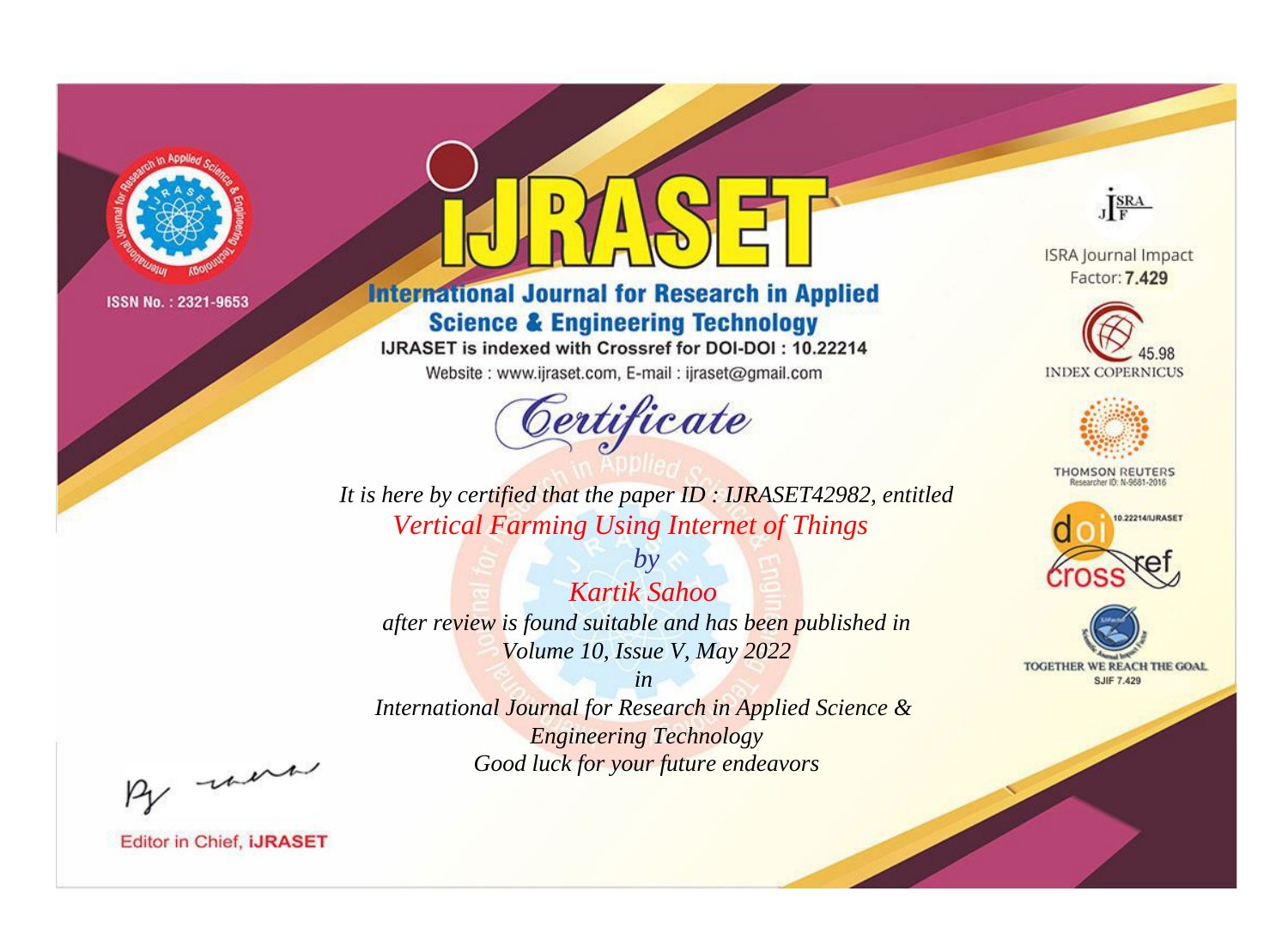ISSN No. : 2321-9653

# IJRASET

## International Journal for Research in Applied Science & Engineering Technology

IJRASET is indexed with Crossref for DOI-DOI : 10.22214

Website : www.ijraset.com, E-mail : ijraset@gmail.com

ISRA Journal Impact Factor: **7.429**

45.98 INDEX COPERNICUS

THOMSON REUTERS Researcher ID: N-9681-2016

10.22214/IJRASET

TOGETHER WE REACH THE GOAL SJIF 7.429

# *Certificate*

*It is here by certified that the paper ID : IJRASET42982, entitled*

*Vertical Farming Using Internet of Things*

*by*

*Kartik Sahoo*

*after review is found suitable and has been published in*

*Volume 10, Issue V, May 2022*

*in*

*International Journal for Research in Applied Science & Engineering Technology*

*Good luck for your future endeavors*

Editor in Chief, **IJRASET**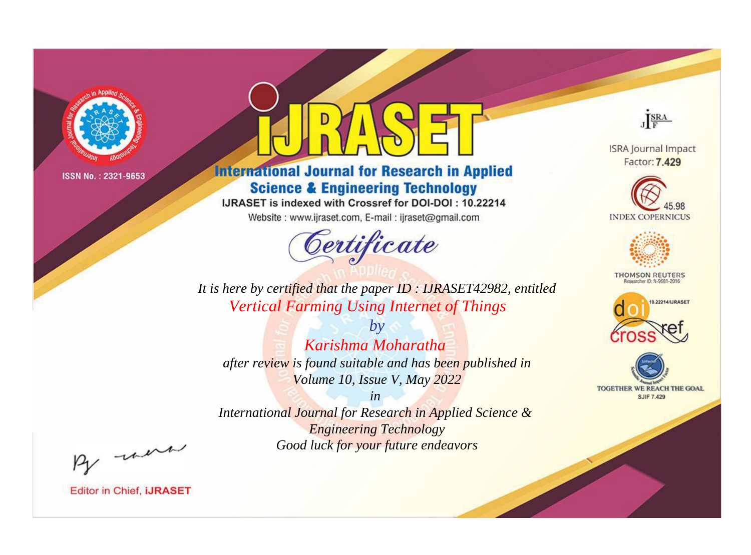ISSN No. : 2321-9653

# iJRASET

## International Journal for Research in Applied Science & Engineering Technology

IJRASET is indexed with Crossref for DOI-DOI : 10.22214

Website : www.ijraset.com, E-mail : ijraset@gmail.com

# Certificate

*It is here by certified that the paper ID : IJRASET42982, entitled*

*Vertical Farming Using Internet of Things*

*by*

*Karishma Moharatha*

*after review is found suitable and has been published in*

*Volume 10, Issue V, May 2022*

*in*

*International Journal for Research in Applied Science & Engineering Technology*

*Good luck for your future endeavors*

ISRA Journal Impact Factor: **7.429**

45.98 INDEX COPERNICUS

THOMSON REUTERS Researcher ID: N-9681-2016

10.22214/IJRASET

TOGETHER WE REACH THE GOAL SJIF 7.429

Editor in Chief, **iJRASET**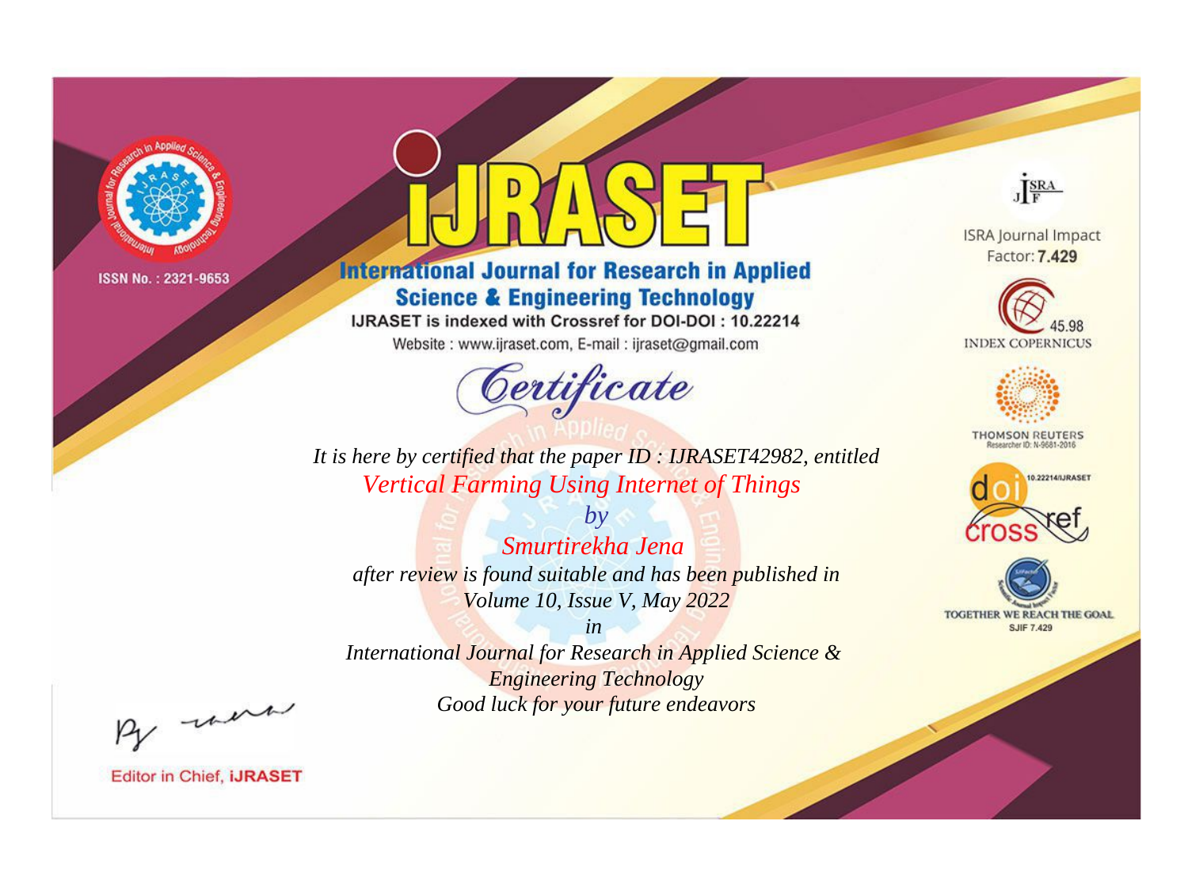ISSN No. : 2321-9653

# iJRASET

## International Journal for Research in Applied Science & Engineering Technology

IJRASET is indexed with Crossref for DOI-DOI : 10.22214

Website : www.ijraset.com, E-mail : ijraset@gmail.com

ISRA Journal Impact Factor: **7.429**

45.98 INDEX COPERNICUS

THOMSON REUTERS Researcher ID: N-9681-2016

10.22214/IJRASET

TOGETHER WE REACH THE GOAL SJIF 7.429

# Certificate

*It is here by certified that the paper ID : IJRASET42982, entitled*

*Vertical Farming Using Internet of Things*

*by*

*Smurtirekha Jena*

*after review is found suitable and has been published in*

*Volume 10, Issue V, May 2022*

*in*

*International Journal for Research in Applied Science & Engineering Technology*

*Good luck for your future endeavors*

Editor in Chief, **iJRASET**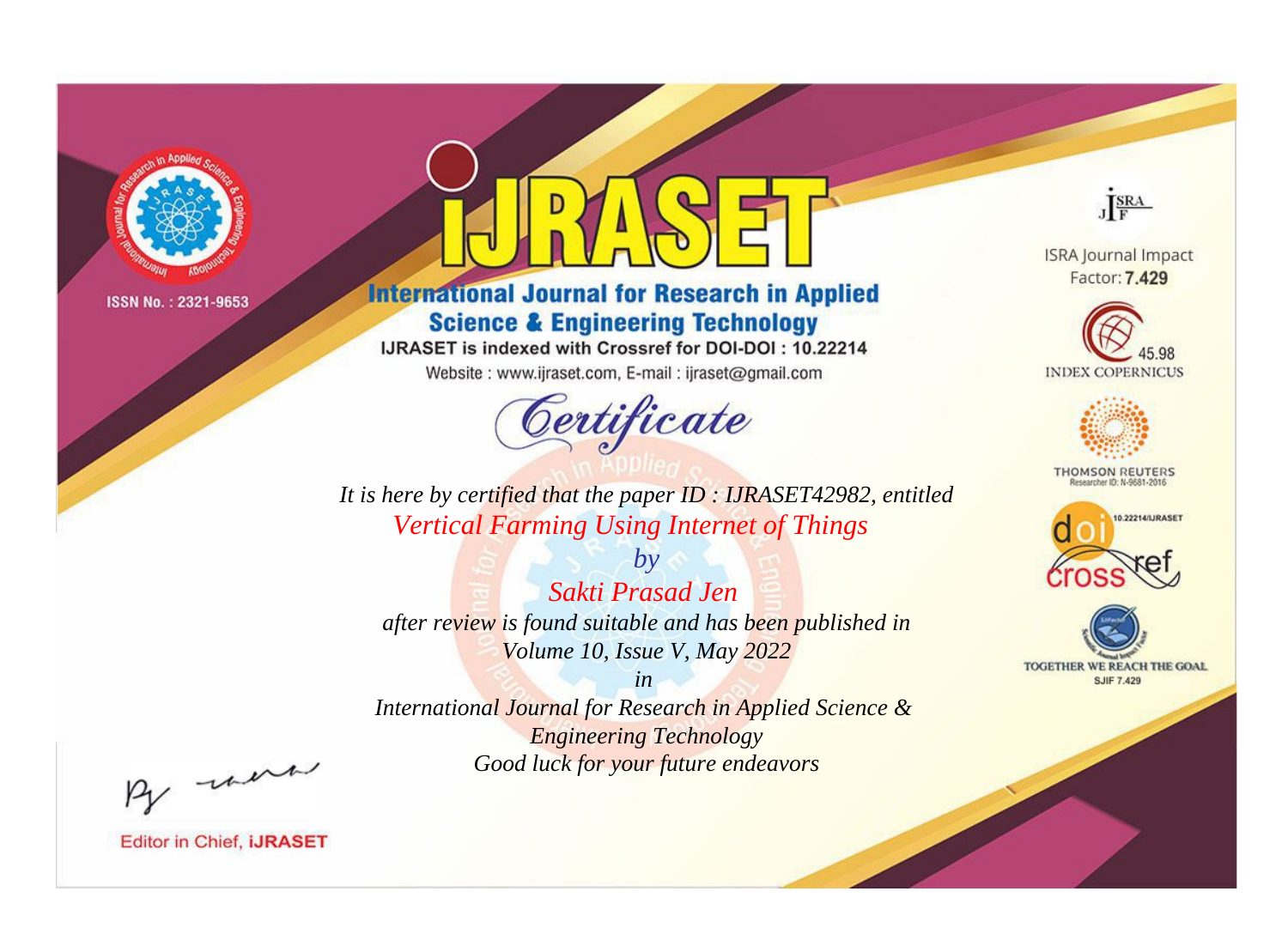ISSN No. : 2321-9653

# IJRASET

## International Journal for Research in Applied Science & Engineering Technology

IJRASET is indexed with Crossref for DOI-DOI : 10.22214

Website : www.ijraset.com, E-mail : ijraset@gmail.com

*Certificate*

*It is here by certified that the paper ID : IJRASET42982, entitled*

*Vertical Farming Using Internet of Things*

*by*

*Sakti Prasad Jen*

*after review is found suitable and has been published in*

*Volume 10, Issue V, May 2022*

*in*

*International Journal for Research in Applied Science & Engineering Technology*

*Good luck for your future endeavors*

ISRA Journal Impact Factor: **7.429**

45.98 INDEX COPERNICUS

THOMSON REUTERS Researcher ID: N-9681-2016

10.22214/IJRASET

TOGETHER WE REACH THE GOAL SJIF 7.429

Editor in Chief, **iJRASET**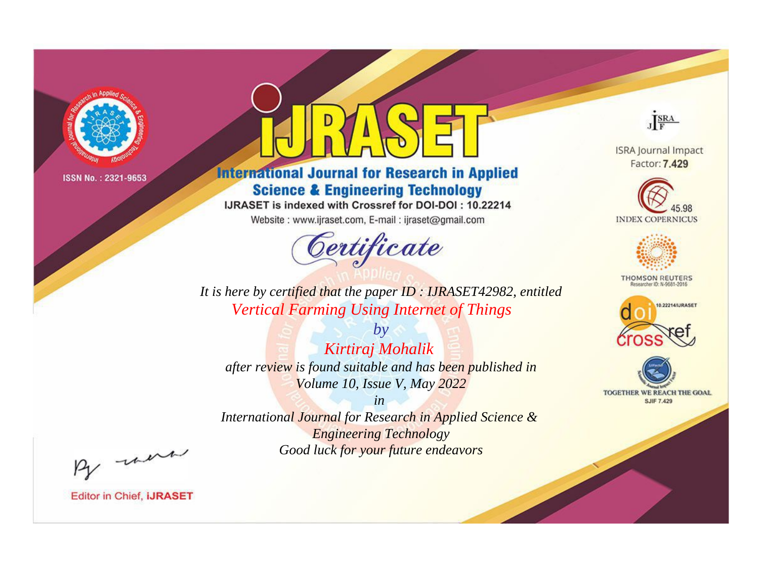ISSN No. : 2321-9653

# iJRASET

## International Journal for Research in Applied Science & Engineering Technology

IJRASET is indexed with Crossref for DOI-DOI : 10.22214

Website : www.ijraset.com, E-mail : ijraset@gmail.com

ISRA Journal Impact Factor: **7.429**

45.98 INDEX COPERNICUS

THOMSON REUTERS Researcher ID: N-9681-2016

10.22214/IJRASET

TOGETHER WE REACH THE GOAL SJIF 7.429

*Certificate*

*It is here by certified that the paper ID : IJRASET42982, entitled*

*Vertical Farming Using Internet of Things*

*by*

*Kirtiraj Mohalik*

*after review is found suitable and has been published in*

*Volume 10, Issue V, May 2022*

*in*

*International Journal for Research in Applied Science & Engineering Technology*

*Good luck for your future endeavors*

Editor in Chief, **iJRASET**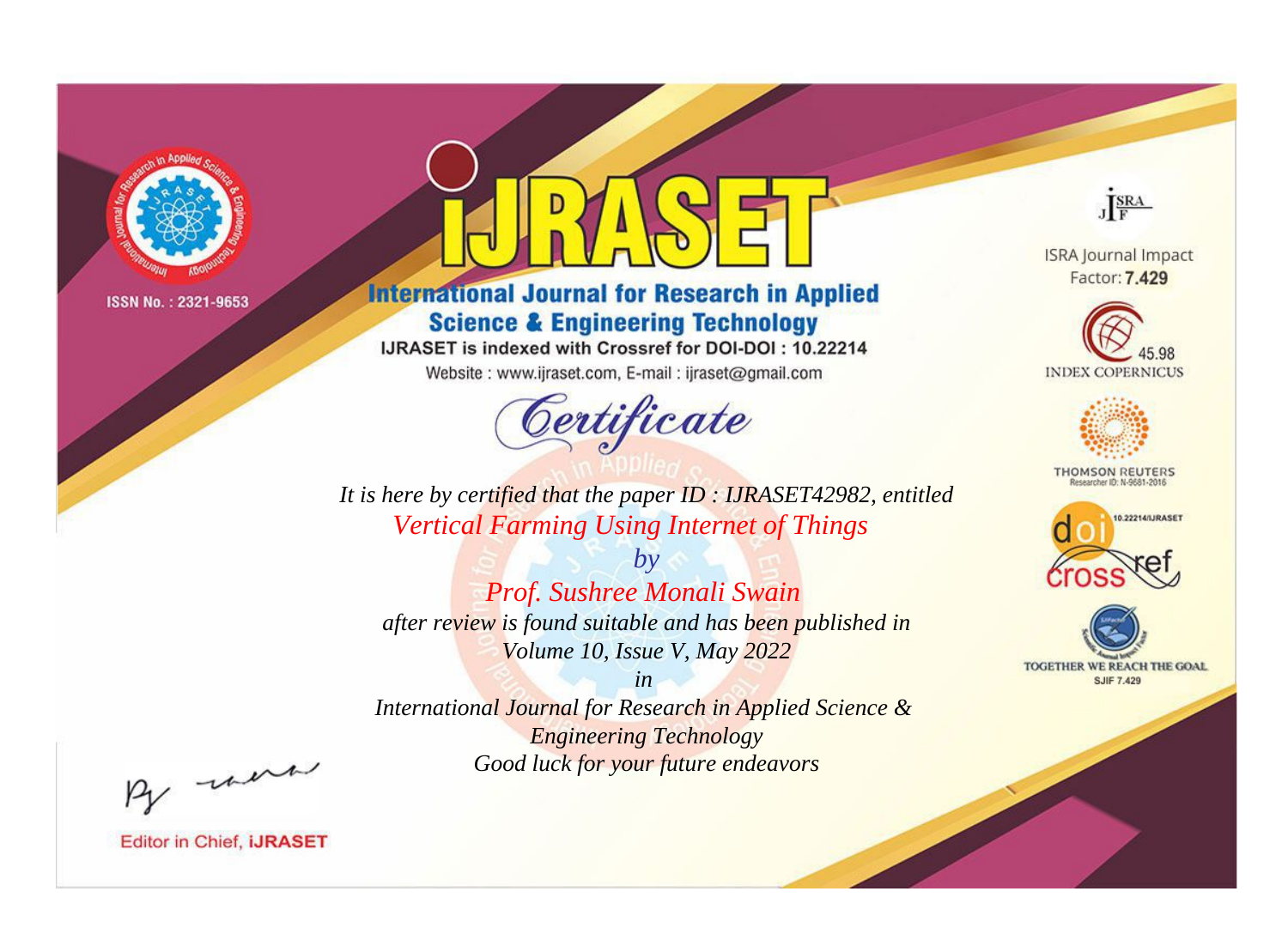ISSN No. : 2321-9653

# IJRASET

## International Journal for Research in Applied Science & Engineering Technology

IJRASET is indexed with Crossref for DOI-DOI : 10.22214

Website : www.ijraset.com, E-mail : ijraset@gmail.com

*Certificate*

*It is here by certified that the paper ID : IJRASET42982, entitled*

*Vertical Farming Using Internet of Things*

*by*

*Prof. Sushree Monali Swain*

*after review is found suitable and has been published in*

*Volume 10, Issue V, May 2022*

*in*

*International Journal for Research in Applied Science & Engineering Technology*

*Good luck for your future endeavors*

ISRA Journal Impact Factor: **7.429**

45.98 INDEX COPERNICUS

THOMSON REUTERS Researcher ID: N-9681-2016

10.22214/IJRASET

TOGETHER WE REACH THE GOAL SJIF 7.429

Editor in Chief, **iJRASET**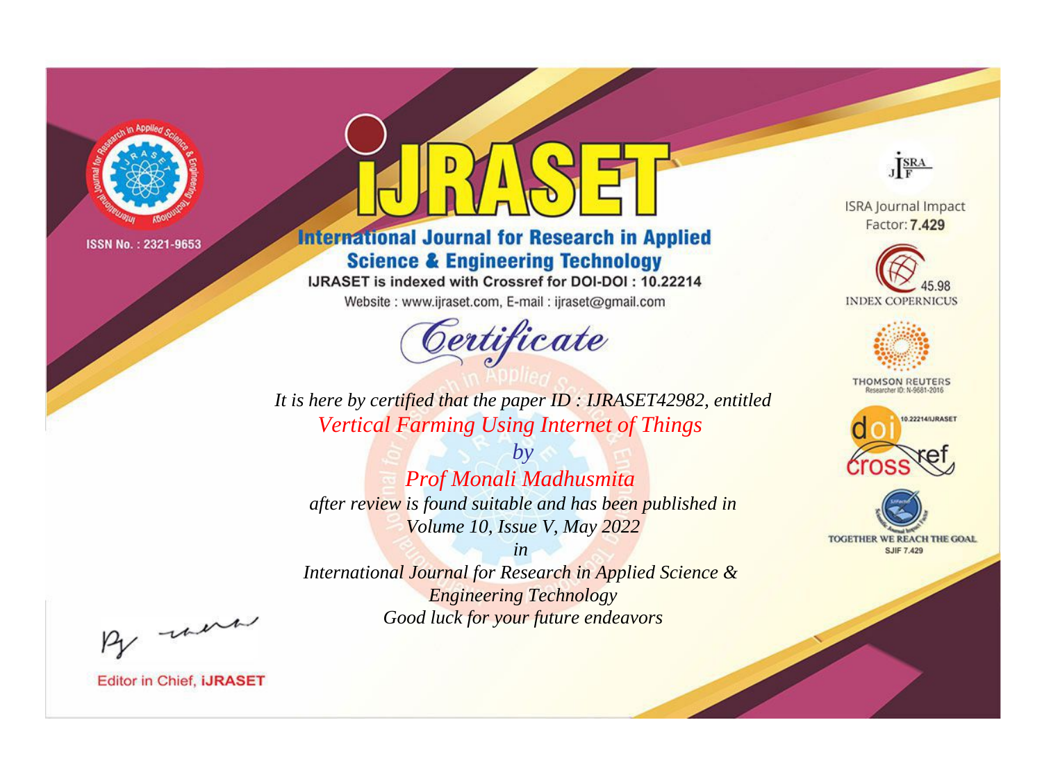ISSN No. : 2321-9653

# iJRASET

## International Journal for Research in Applied Science & Engineering Technology

IJRASET is indexed with Crossref for DOI-DOI : 10.22214

Website : www.ijraset.com, E-mail : ijraset@gmail.com

ISRA Journal Impact Factor: **7.429**

45.98 INDEX COPERNICUS

THOMSON REUTERS Researcher ID: N-9681-2016

10.22214/IJRASET

TOGETHER WE REACH THE GOAL SJIF 7.429

*Certificate*

*It is here by certified that the paper ID : IJRASET42982, entitled*

*Vertical Farming Using Internet of Things*

*by*

*Prof Monali Madhusmita*

*after review is found suitable and has been published in*

*Volume 10, Issue V, May 2022*

*in*

*International Journal for Research in Applied Science & Engineering Technology*

*Good luck for your future endeavors*

Editor in Chief, **iJRASET**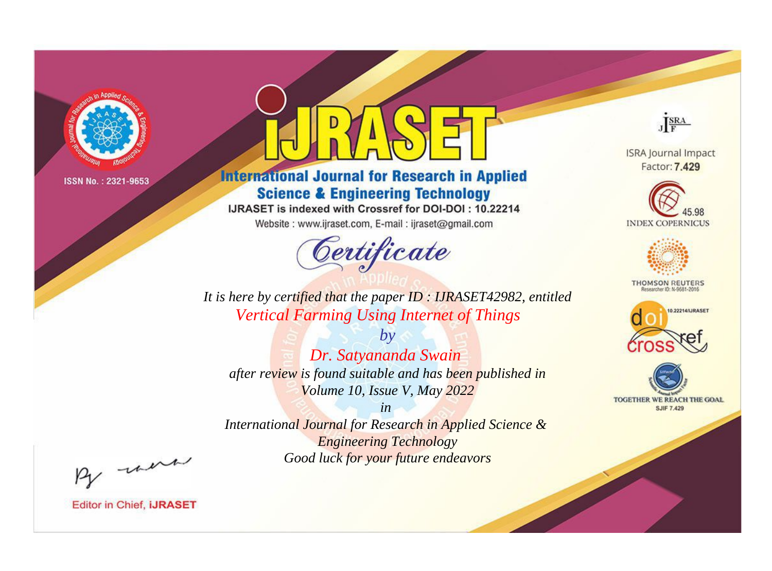ISSN No. : 2321-9653

# iJRASET

## International Journal for Research in Applied Science & Engineering Technology

IJRASET is indexed with Crossref for DOI-DOI : 10.22214

Website : www.ijraset.com, E-mail : ijraset@gmail.com

ISRA Journal Impact Factor: **7.429**

45.98 INDEX COPERNICUS

THOMSON REUTERS Researcher ID: N-9681-2016

10.22214/IJRASET

TOGETHER WE REACH THE GOAL SJIF 7.429

# Certificate

*It is here by certified that the paper ID : IJRASET42982, entitled*

*Vertical Farming Using Internet of Things*

*by*

*Dr. Satyananda Swain*

*after review is found suitable and has been published in*

*Volume 10, Issue V, May 2022*

*in*

*International Journal for Research in Applied Science & Engineering Technology*

*Good luck for your future endeavors*

Editor in Chief, **iJRASET**